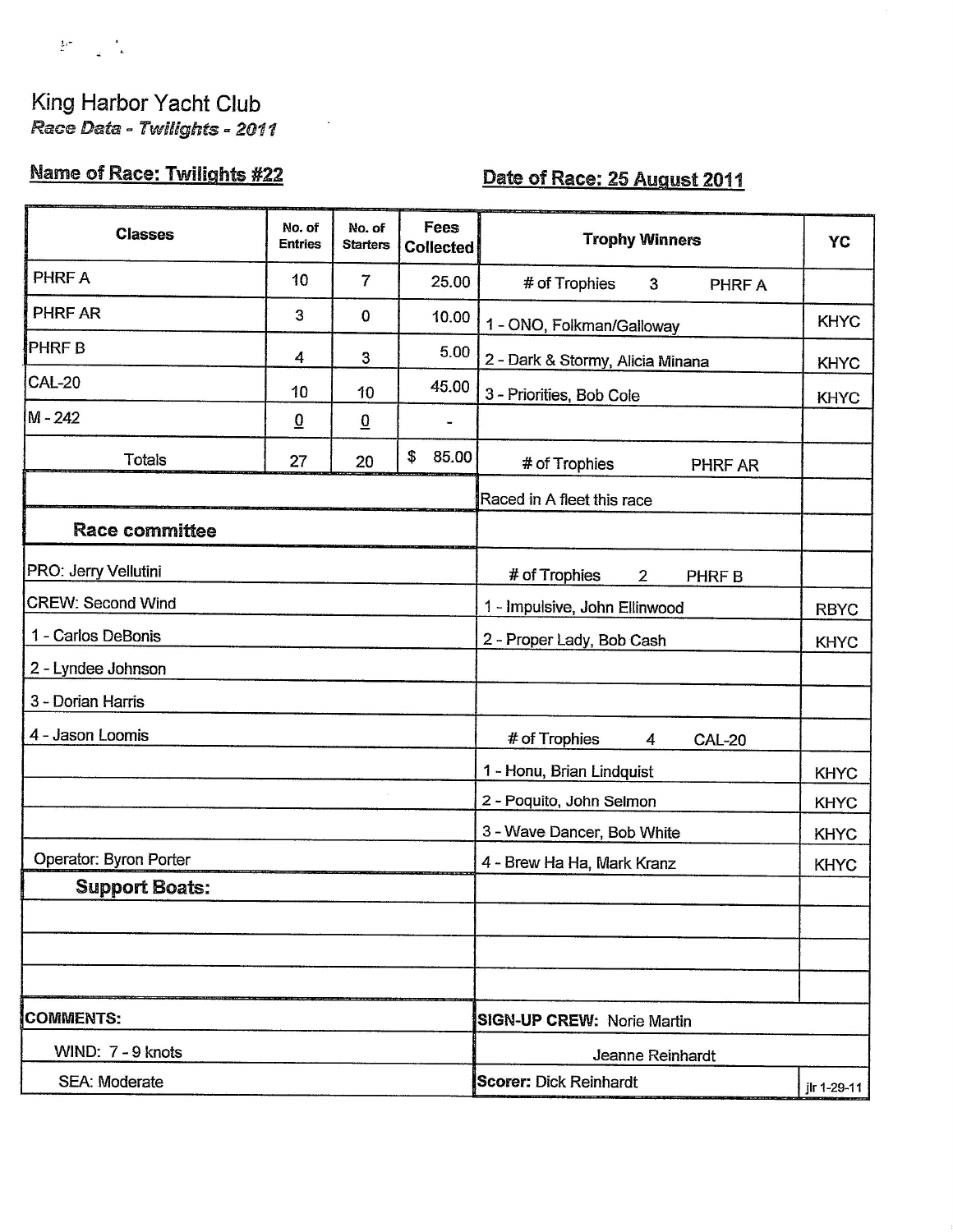# King Harbor Yacht Club

*Race Data - Twilights - 2011*

**Name of Race: Twilights #22** **Date of Race: 25 August 2011**

| Classes | No. of Entries | No. of Starters | Fees Collected |
|---|---|---|---|
| PHRF A | 10 | 7 | 25.00 |
| PHRF AR | 3 | 0 | 10.00 |
| PHRF B | 4 | 3 | 5.00 |
| CAL-20 | 10 | 10 | 45.00 |
| M - 242 | 0 | 0 | - |
| Totals | 27 | 20 | $ 85.00 |

| Trophy Winners | YC |
|---|---|
| # of Trophies 3 PHRF A | |
| 1 - ONO, Folkman/Galloway | KHYC |
| 2 - Dark & Stormy, Alicia Minana | KHYC |
| 3 - Priorities, Bob Cole | KHYC |
| # of Trophies PHRF AR | |
| Raced in A fleet this race | |
| # of Trophies 2 PHRF B | |
| 1 - Impulsive, John Ellinwood | RBYC |
| 2 - Proper Lady, Bob Cash | KHYC |
| # of Trophies 4 CAL-20 | |
| 1 - Honu, Brian Lindquist | KHYC |
| 2 - Poquito, John Selmon | KHYC |
| 3 - Wave Dancer, Bob White | KHYC |
| 4 - Brew Ha Ha, Mark Kranz | KHYC |

## Race committee

PRO: Jerry Vellutini

CREW: Second Wind

1 - Carlos DeBonis
2 - Lyndee Johnson
3 - Dorian Harris
4 - Jason Loomis

Operator: Byron Porter

## Support Boats:

**COMMENTS:**

WIND: 7 - 9 knots

SEA: Moderate

**SIGN-UP CREW:** Norie Martin

Jeanne Reinhardt

**Scorer:** Dick Reinhardt

jlr 1-29-11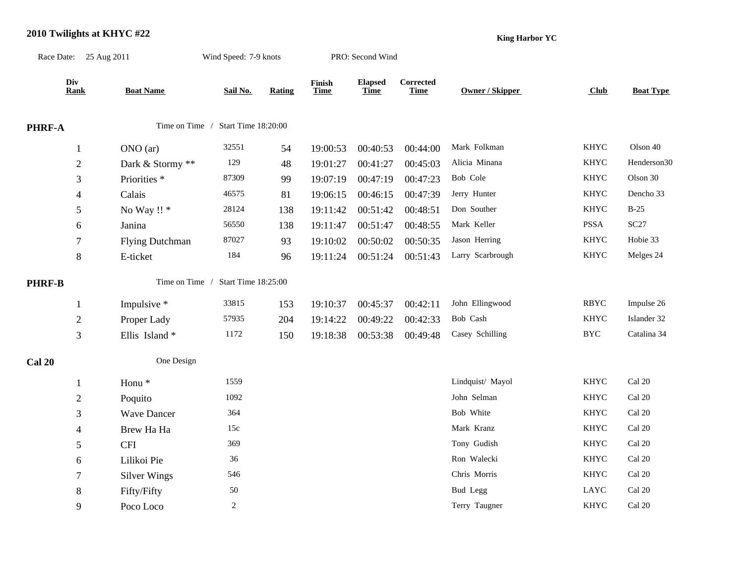# 2010 Twilights at KHYC #22

**King Harbor YC**

Race Date: 25 Aug 2011 Wind Speed: 7-9 knots PRO: Second Wind

| Div Rank | Boat Name | Sail No. | Rating | Finish Time | Elapsed Time | Corrected Time | Owner / Skipper | Club | Boat Type |
|---|---|---|---|---|---|---|---|---|---|
| **PHRF-A** | Time on Time / Start Time 18:20:00 | | | | | | | | |
| 1 | ONO (ar) | 32551 | 54 | 19:00:53 | 00:40:53 | 00:44:00 | Mark Folkman | KHYC | Olson 40 |
| 2 | Dark & Stormy ** | 129 | 48 | 19:01:27 | 00:41:27 | 00:45:03 | Alicia Minana | KHYC | Henderson30 |
| 3 | Priorities * | 87309 | 99 | 19:07:19 | 00:47:19 | 00:47:23 | Bob Cole | KHYC | Olson 30 |
| 4 | Calais | 46575 | 81 | 19:06:15 | 00:46:15 | 00:47:39 | Jerry Hunter | KHYC | Dencho 33 |
| 5 | No Way !! * | 28124 | 138 | 19:11:42 | 00:51:42 | 00:48:51 | Don Souther | KHYC | B-25 |
| 6 | Janina | 56550 | 138 | 19:11:47 | 00:51:47 | 00:48:55 | Mark Keller | PSSA | SC27 |
| 7 | Flying Dutchman | 87027 | 93 | 19:10:02 | 00:50:02 | 00:50:35 | Jason Herring | KHYC | Hobie 33 |
| 8 | E-ticket | 184 | 96 | 19:11:24 | 00:51:24 | 00:51:43 | Larry Scarbrough | KHYC | Melges 24 |
| **PHRF-B** | Time on Time / Start Time 18:25:00 | | | | | | | | |
| 1 | Impulsive * | 33815 | 153 | 19:10:37 | 00:45:37 | 00:42:11 | John Ellingwood | RBYC | Impulse 26 |
| 2 | Proper Lady | 57935 | 204 | 19:14:22 | 00:49:22 | 00:42:33 | Bob Cash | KHYC | Islander 32 |
| 3 | Ellis Island * | 1172 | 150 | 19:18:38 | 00:53:38 | 00:49:48 | Casey Schilling | BYC | Catalina 34 |
| **Cal 20** | One Design | | | | | | | | |
| 1 | Honu * | 1559 | | | | | Lindquist/ Mayol | KHYC | Cal 20 |
| 2 | Poquito | 1092 | | | | | John Selman | KHYC | Cal 20 |
| 3 | Wave Dancer | 364 | | | | | Bob White | KHYC | Cal 20 |
| 4 | Brew Ha Ha | 15c | | | | | Mark Kranz | KHYC | Cal 20 |
| 5 | CFI | 369 | | | | | Tony Gudish | KHYC | Cal 20 |
| 6 | Lilikoi Pie | 36 | | | | | Ron Walecki | KHYC | Cal 20 |
| 7 | Silver Wings | 546 | | | | | Chris Morris | KHYC | Cal 20 |
| 8 | Fifty/Fifty | 50 | | | | | Bud Legg | LAYC | Cal 20 |
| 9 | Poco Loco | 2 | | | | | Terry Taugner | KHYC | Cal 20 |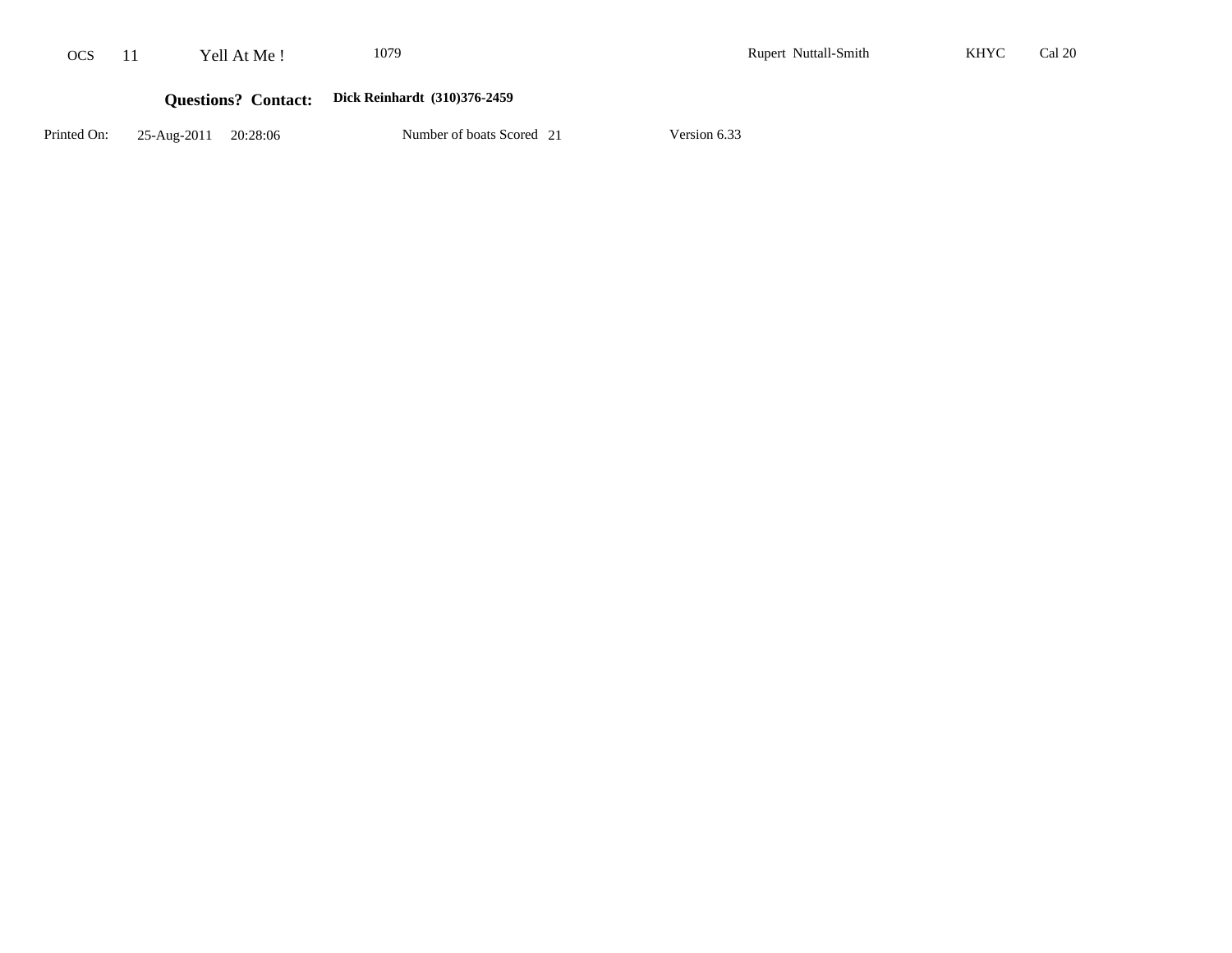| | | | | | | |
|---|---|---|---|---|---|---|
| OCS | 11 | Yell At Me ! | 1079 | Rupert Nuttall-Smith | KHYC | Cal 20 |

**Questions? Contact:** **Dick Reinhardt (310)376-2459**

Printed On: 25-Aug-2011 20:28:06 Number of boats Scored 21 Version 6.33